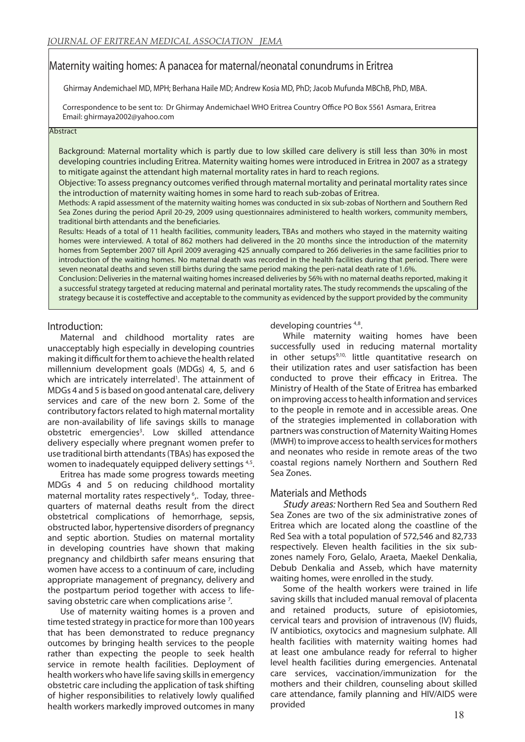# Maternity waiting homes: A panacea for maternal/neonatal conundrums in Eritrea

Ghirmay Andemichael MD, MPH; Berhana Haile MD; Andrew Kosia MD, PhD; Jacob Mufunda MBChB, PhD, MBA.

Correspondence to be sent to: Dr Ghirmay Andemichael WHO Eritrea Country Office PO Box 5561 Asmara, Eritrea
Email: ghirmaya2002@yahoo.com

## Abstract

Background: Maternal mortality which is partly due to low skilled care delivery is still less than 30% in most developing countries including Eritrea. Maternity waiting homes were introduced in Eritrea in 2007 as a strategy to mitigate against the attendant high maternal mortality rates in hard to reach regions.

Objective: To assess pregnancy outcomes verified through maternal mortality and perinatal mortality rates since the introduction of maternity waiting homes in some hard to reach sub-zobas of Eritrea.

Methods: A rapid assessment of the maternity waiting homes was conducted in six sub-zobas of Northern and Southern Red Sea Zones during the period April 20-29, 2009 using questionnaires administered to health workers, community members, traditional birth attendants and the beneficiaries.

Results: Heads of a total of 11 health facilities, community leaders, TBAs and mothers who stayed in the maternity waiting homes were interviewed. A total of 862 mothers had delivered in the 20 months since the introduction of the maternity homes from September 2007 till April 2009 averaging 425 annually compared to 266 deliveries in the same facilities prior to introduction of the waiting homes. No maternal death was recorded in the health facilities during that period. There were seven neonatal deaths and seven still births during the same period making the peri-natal death rate of 1.6%.

Conclusion: Deliveries in the maternal waiting homes increased deliveries by 56% with no maternal deaths reported, making it a successful strategy targeted at reducing maternal and perinatal mortality rates. The study recommends the upscaling of the strategy because it is costeffective and acceptable to the community as evidenced by the support provided by the community

## Introduction:

Maternal and childhood mortality rates are unacceptably high especially in developing countries making it difficult for them to achieve the health related millennium development goals (MDGs) 4, 5, and 6 which are intricately interrelated[1]. The attainment of MDGs 4 and 5 is based on good antenatal care, delivery services and care of the new born 2. Some of the contributory factors related to high maternal mortality are non-availability of life savings skills to manage obstetric emergencies[3]. Low skilled attendance delivery especially where pregnant women prefer to use traditional birth attendants (TBAs) has exposed the women to inadequately equipped delivery settings [4,5].

Eritrea has made some progress towards meeting MDGs 4 and 5 on reducing childhood mortality maternal mortality rates respectively [6],. Today, three-quarters of maternal deaths result from the direct obstetrical complications of hemorrhage, sepsis, obstructed labor, hypertensive disorders of pregnancy and septic abortion. Studies on maternal mortality in developing countries have shown that making pregnancy and childbirth safer means ensuring that women have access to a continuum of care, including appropriate management of pregnancy, delivery and the postpartum period together with access to life-saving obstetric care when complications arise [7].

Use of maternity waiting homes is a proven and time tested strategy in practice for more than 100 years that has been demonstrated to reduce pregnancy outcomes by bringing health services to the people rather than expecting the people to seek health service in remote health facilities. Deployment of health workers who have life saving skills in emergency obstetric care including the application of task shifting of higher responsibilities to relatively lowly qualified health workers markedly improved outcomes in many developing countries [4,8].

While maternity waiting homes have been successfully used in reducing maternal mortality in other setups[9,10,] little quantitative research on their utilization rates and user satisfaction has been conducted to prove their efficacy in Eritrea. The Ministry of Health of the State of Eritrea has embarked on improving access to health information and services to the people in remote and in accessible areas. One of the strategies implemented in collaboration with partners was construction of Maternity Waiting Homes (MWH) to improve access to health services for mothers and neonates who reside in remote areas of the two coastal regions namely Northern and Southern Red Sea Zones.

## Materials and Methods

*Study areas:* Northern Red Sea and Southern Red Sea Zones are two of the six administrative zones of Eritrea which are located along the coastline of the Red Sea with a total population of 572,546 and 82,733 respectively. Eleven health facilities in the six sub-zones namely Foro, Gelalo, Araeta, Maekel Denkalia, Debub Denkalia and Asseb, which have maternity waiting homes, were enrolled in the study.

Some of the health workers were trained in life saving skills that included manual removal of placenta and retained products, suture of episiotomies, cervical tears and provision of intravenous (IV) fluids, IV antibiotics, oxytocics and magnesium sulphate. All health facilities with maternity waiting homes had at least one ambulance ready for referral to higher level health facilities during emergencies. Antenatal care services, vaccination/immunization for the mothers and their children, counseling about skilled care attendance, family planning and HIV/AIDS were provided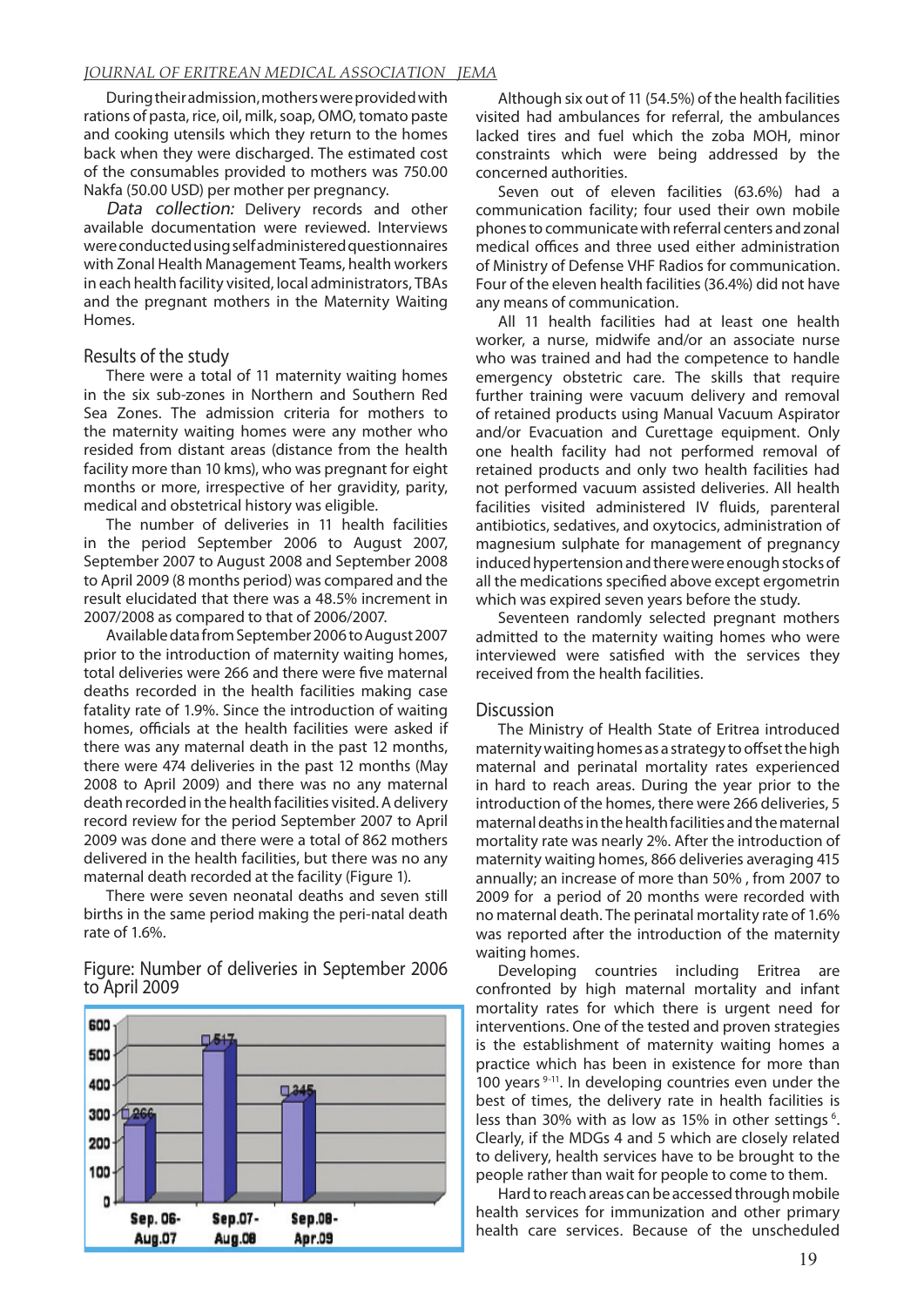During their admission, mothers were provided with rations of pasta, rice, oil, milk, soap, OMO, tomato paste and cooking utensils which they return to the homes back when they were discharged. The estimated cost of the consumables provided to mothers was 750.00 Nakfa (50.00 USD) per mother per pregnancy.

*Data collection:* Delivery records and other available documentation were reviewed. Interviews were conducted using self administered questionnaires with Zonal Health Management Teams, health workers in each health facility visited, local administrators, TBAs and the pregnant mothers in the Maternity Waiting Homes.

## Results of the study

There were a total of 11 maternity waiting homes in the six sub-zones in Northern and Southern Red Sea Zones. The admission criteria for mothers to the maternity waiting homes were any mother who resided from distant areas (distance from the health facility more than 10 kms), who was pregnant for eight months or more, irrespective of her gravidity, parity, medical and obstetrical history was eligible.

The number of deliveries in 11 health facilities in the period September 2006 to August 2007, September 2007 to August 2008 and September 2008 to April 2009 (8 months period) was compared and the result elucidated that there was a 48.5% increment in 2007/2008 as compared to that of 2006/2007.

Available data from September 2006 to August 2007 prior to the introduction of maternity waiting homes, total deliveries were 266 and there were five maternal deaths recorded in the health facilities making case fatality rate of 1.9%. Since the introduction of waiting homes, officials at the health facilities were asked if there was any maternal death in the past 12 months, there were 474 deliveries in the past 12 months (May 2008 to April 2009) and there was no any maternal death recorded in the health facilities visited. A delivery record review for the period September 2007 to April 2009 was done and there were a total of 862 mothers delivered in the health facilities, but there was no any maternal death recorded at the facility (Figure 1).

There were seven neonatal deaths and seven still births in the same period making the peri-natal death rate of 1.6%.

Figure: Number of deliveries in September 2006 to April 2009

| Period | Number of deliveries |
|---|---|
| Sep. 06-Aug.07 | 266 |
| Sep.07-Aug.08 | 517 |
| Sep.08-Apr.09 | 345 |

Although six out of 11 (54.5%) of the health facilities visited had ambulances for referral, the ambulances lacked tires and fuel which the zoba MOH, minor constraints which were being addressed by the concerned authorities.

Seven out of eleven facilities (63.6%) had a communication facility; four used their own mobile phones to communicate with referral centers and zonal medical offices and three used either administration of Ministry of Defense VHF Radios for communication. Four of the eleven health facilities (36.4%) did not have any means of communication.

All 11 health facilities had at least one health worker, a nurse, midwife and/or an associate nurse who was trained and had the competence to handle emergency obstetric care. The skills that require further training were vacuum delivery and removal of retained products using Manual Vacuum Aspirator and/or Evacuation and Curettage equipment. Only one health facility had not performed removal of retained products and only two health facilities had not performed vacuum assisted deliveries. All health facilities visited administered IV fluids, parenteral antibiotics, sedatives, and oxytocics, administration of magnesium sulphate for management of pregnancy induced hypertension and there were enough stocks of all the medications specified above except ergometrin which was expired seven years before the study.

Seventeen randomly selected pregnant mothers admitted to the maternity waiting homes who were interviewed were satisfied with the services they received from the health facilities.

## Discussion

The Ministry of Health State of Eritrea introduced maternity waiting homes as a strategy to offset the high maternal and perinatal mortality rates experienced in hard to reach areas. During the year prior to the introduction of the homes, there were 266 deliveries, 5 maternal deaths in the health facilities and the maternal mortality rate was nearly 2%. After the introduction of maternity waiting homes, 866 deliveries averaging 415 annually; an increase of more than 50% , from 2007 to 2009 for a period of 20 months were recorded with no maternal death. The perinatal mortality rate of 1.6% was reported after the introduction of the maternity waiting homes.

Developing countries including Eritrea are confronted by high maternal mortality and infant mortality rates for which there is urgent need for interventions. One of the tested and proven strategies is the establishment of maternity waiting homes a practice which has been in existence for more than 100 years [9-11]. In developing countries even under the best of times, the delivery rate in health facilities is less than 30% with as low as 15% in other settings [6]. Clearly, if the MDGs 4 and 5 which are closely related to delivery, health services have to be brought to the people rather than wait for people to come to them.

Hard to reach areas can be accessed through mobile health services for immunization and other primary health care services. Because of the unscheduled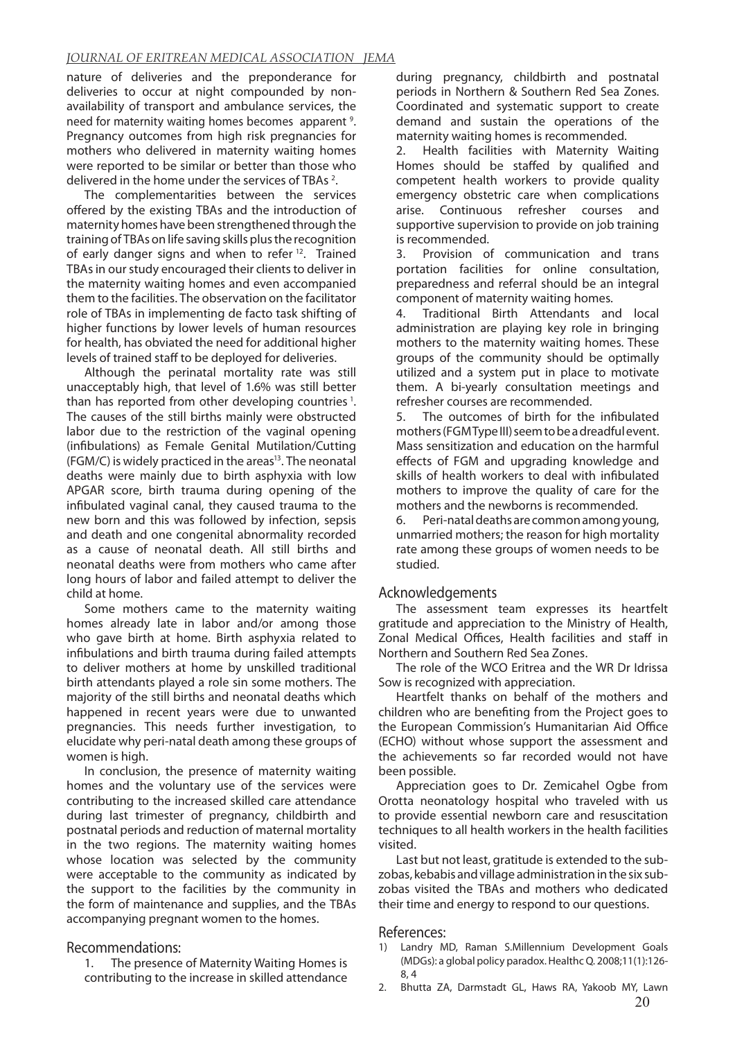nature of deliveries and the preponderance for deliveries to occur at night compounded by non-availability of transport and ambulance services, the need for maternity waiting homes becomes apparent [9]. Pregnancy outcomes from high risk pregnancies for mothers who delivered in maternity waiting homes were reported to be similar or better than those who delivered in the home under the services of TBAs [2].

The complementarities between the services offered by the existing TBAs and the introduction of maternity homes have been strengthened through the training of TBAs on life saving skills plus the recognition of early danger signs and when to refer [12]. Trained TBAs in our study encouraged their clients to deliver in the maternity waiting homes and even accompanied them to the facilities. The observation on the facilitator role of TBAs in implementing de facto task shifting of higher functions by lower levels of human resources for health, has obviated the need for additional higher levels of trained staff to be deployed for deliveries.

Although the perinatal mortality rate was still unacceptably high, that level of 1.6% was still better than has reported from other developing countries [1]. The causes of the still births mainly were obstructed labor due to the restriction of the vaginal opening (infibulations) as Female Genital Mutilation/Cutting (FGM/C) is widely practiced in the areas[13]. The neonatal deaths were mainly due to birth asphyxia with low APGAR score, birth trauma during opening of the infibulated vaginal canal, they caused trauma to the new born and this was followed by infection, sepsis and death and one congenital abnormality recorded as a cause of neonatal death. All still births and neonatal deaths were from mothers who came after long hours of labor and failed attempt to deliver the child at home.

Some mothers came to the maternity waiting homes already late in labor and/or among those who gave birth at home. Birth asphyxia related to infibulations and birth trauma during failed attempts to deliver mothers at home by unskilled traditional birth attendants played a role sin some mothers. The majority of the still births and neonatal deaths which happened in recent years were due to unwanted pregnancies. This needs further investigation, to elucidate why peri-natal death among these groups of women is high.

In conclusion, the presence of maternity waiting homes and the voluntary use of the services were contributing to the increased skilled care attendance during last trimester of pregnancy, childbirth and postnatal periods and reduction of maternal mortality in the two regions. The maternity waiting homes whose location was selected by the community were acceptable to the community as indicated by the support to the facilities by the community in the form of maintenance and supplies, and the TBAs accompanying pregnant women to the homes.

## Recommendations:

1. The presence of Maternity Waiting Homes is contributing to the increase in skilled attendance during pregnancy, childbirth and postnatal periods in Northern & Southern Red Sea Zones. Coordinated and systematic support to create demand and sustain the operations of the maternity waiting homes is recommended.
2. Health facilities with Maternity Waiting Homes should be staffed by qualified and competent health workers to provide quality emergency obstetric care when complications arise. Continuous refresher courses and supportive supervision to provide on job training is recommended.
3. Provision of communication and trans portation facilities for online consultation, preparedness and referral should be an integral component of maternity waiting homes.
4. Traditional Birth Attendants and local administration are playing key role in bringing mothers to the maternity waiting homes. These groups of the community should be optimally utilized and a system put in place to motivate them. A bi-yearly consultation meetings and refresher courses are recommended.
5. The outcomes of birth for the infibulated mothers (FGM Type III) seem to be a dreadful event. Mass sensitization and education on the harmful effects of FGM and upgrading knowledge and skills of health workers to deal with infibulated mothers to improve the quality of care for the mothers and the newborns is recommended.
6. Peri-natal deaths are common among young, unmarried mothers; the reason for high mortality rate among these groups of women needs to be studied.

## Acknowledgements

The assessment team expresses its heartfelt gratitude and appreciation to the Ministry of Health, Zonal Medical Offices, Health facilities and staff in Northern and Southern Red Sea Zones.

The role of the WCO Eritrea and the WR Dr Idrissa Sow is recognized with appreciation.

Heartfelt thanks on behalf of the mothers and children who are benefiting from the Project goes to the European Commission's Humanitarian Aid Office (ECHO) without whose support the assessment and the achievements so far recorded would not have been possible.

Appreciation goes to Dr. Zemicahel Ogbe from Orotta neonatology hospital who traveled with us to provide essential newborn care and resuscitation techniques to all health workers in the health facilities visited.

Last but not least, gratitude is extended to the sub-zobas, kebabis and village administration in the six sub-zobas visited the TBAs and mothers who dedicated their time and energy to respond to our questions.

## References:

1) Landry MD, Raman S.Millennium Development Goals (MDGs): a global policy paradox. Healthc Q. 2008;11(1):126-8, 4
2. Bhutta ZA, Darmstadt GL, Haws RA, Yakoob MY, Lawn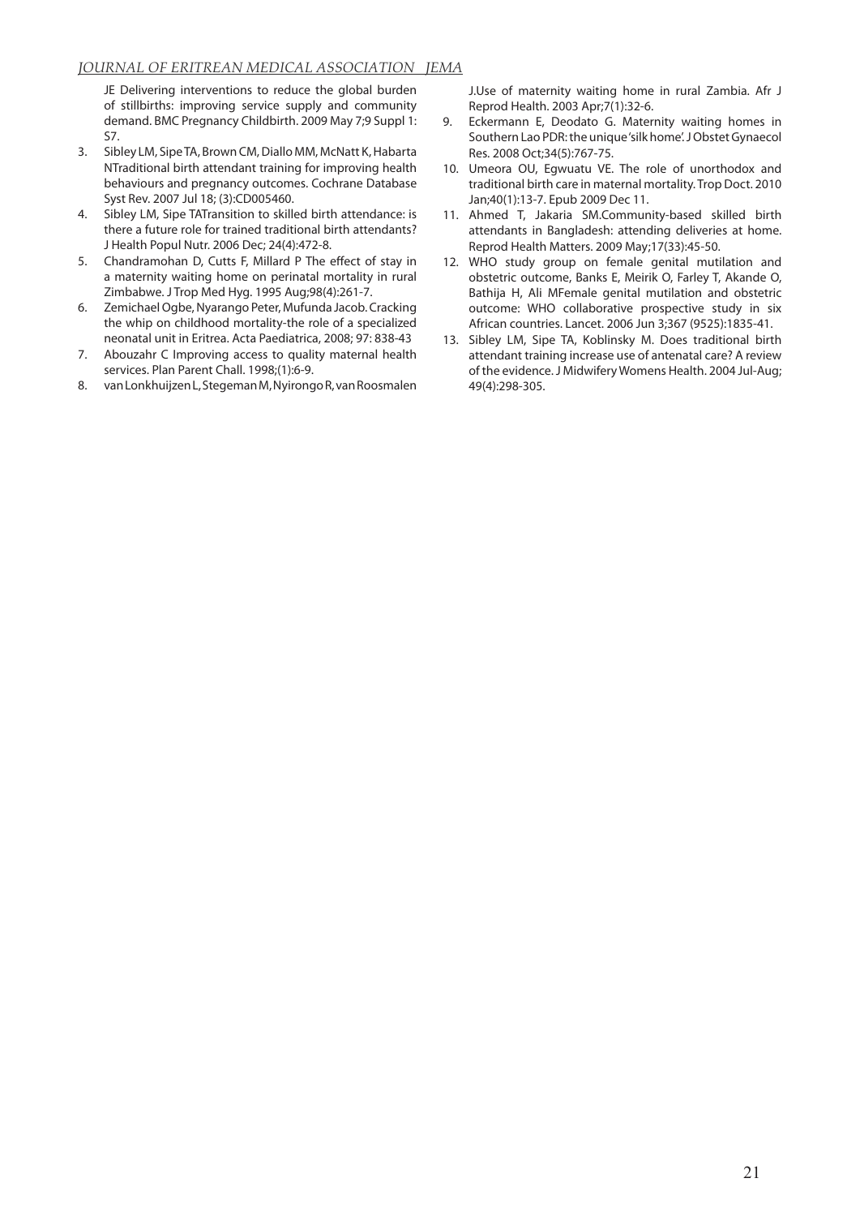JE Delivering interventions to reduce the global burden of stillbirths: improving service supply and community demand. BMC Pregnancy Childbirth. 2009 May 7;9 Suppl 1: S7.

3. Sibley LM, Sipe TA, Brown CM, Diallo MM, McNatt K, Habarta NTraditional birth attendant training for improving health behaviours and pregnancy outcomes. Cochrane Database Syst Rev. 2007 Jul 18; (3):CD005460.
4. Sibley LM, Sipe TATransition to skilled birth attendance: is there a future role for trained traditional birth attendants? J Health Popul Nutr. 2006 Dec; 24(4):472-8.
5. Chandramohan D, Cutts F, Millard P The effect of stay in a maternity waiting home on perinatal mortality in rural Zimbabwe. J Trop Med Hyg. 1995 Aug;98(4):261-7.
6. Zemichael Ogbe, Nyarango Peter, Mufunda Jacob. Cracking the whip on childhood mortality-the role of a specialized neonatal unit in Eritrea. Acta Paediatrica, 2008; 97: 838-43
7. Abouzahr C Improving access to quality maternal health services. Plan Parent Chall. 1998;(1):6-9.
8. van Lonkhuijzen L, Stegeman M, Nyirongo R, van Roosmalen J.Use of maternity waiting home in rural Zambia. Afr J Reprod Health. 2003 Apr;7(1):32-6.
9. Eckermann E, Deodato G. Maternity waiting homes in Southern Lao PDR: the unique 'silk home'. J Obstet Gynaecol Res. 2008 Oct;34(5):767-75.
10. Umeora OU, Egwuatu VE. The role of unorthodox and traditional birth care in maternal mortality. Trop Doct. 2010 Jan;40(1):13-7. Epub 2009 Dec 11.
11. Ahmed T, Jakaria SM.Community-based skilled birth attendants in Bangladesh: attending deliveries at home. Reprod Health Matters. 2009 May;17(33):45-50.
12. WHO study group on female genital mutilation and obstetric outcome, Banks E, Meirik O, Farley T, Akande O, Bathija H, Ali MFemale genital mutilation and obstetric outcome: WHO collaborative prospective study in six African countries. Lancet. 2006 Jun 3;367 (9525):1835-41.
13. Sibley LM, Sipe TA, Koblinsky M. Does traditional birth attendant training increase use of antenatal care? A review of the evidence. J Midwifery Womens Health. 2004 Jul-Aug; 49(4):298-305.